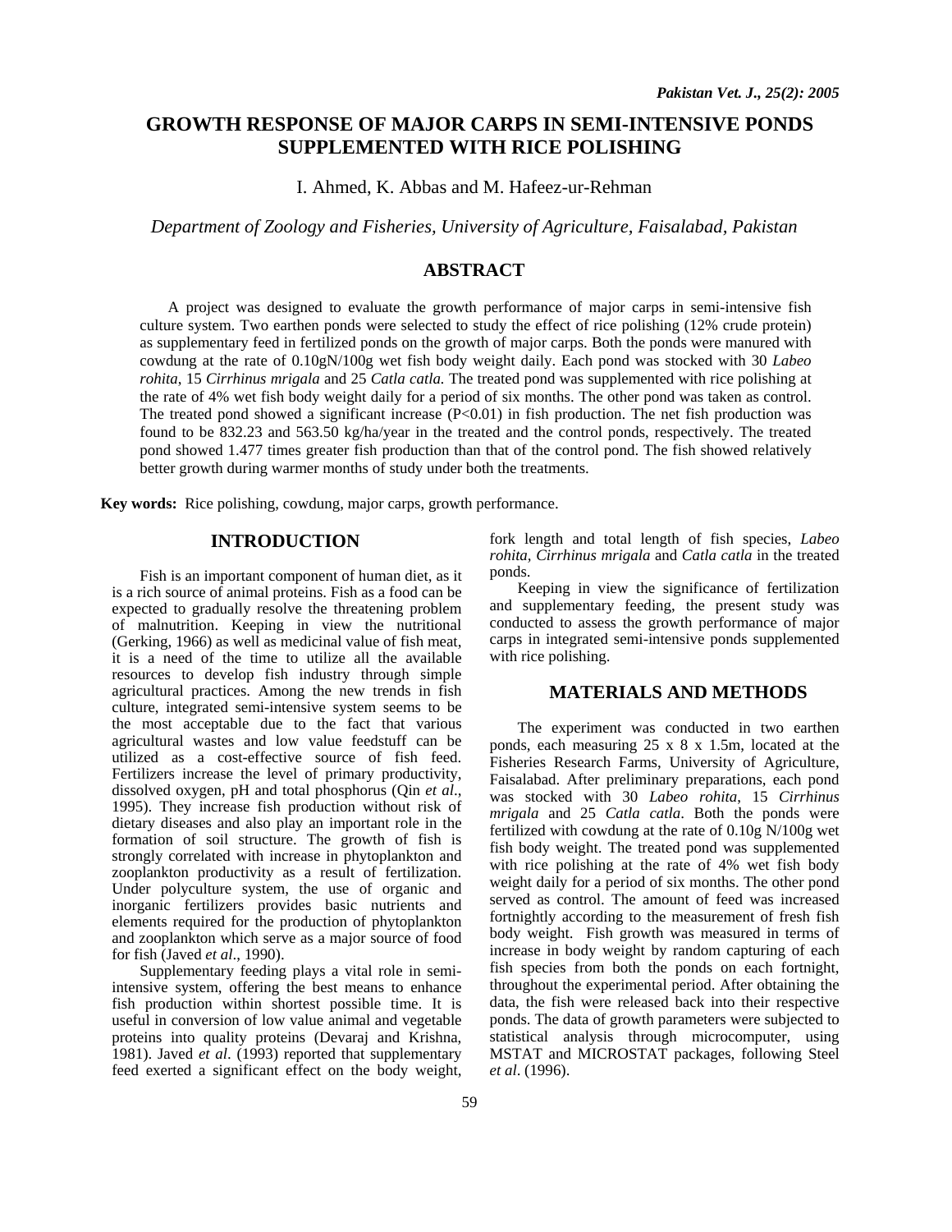# GROWTH RESPONSE OF MAJOR CARPS IN SEMI-INTENSIVE PONDS SUPPLEMENTED WITH RICE POLISHING

I. Ahmed, K. Abbas and M. Hafeez-ur-Rehman

*Department of Zoology and Fisheries, University of Agriculture, Faisalabad, Pakistan*

## ABSTRACT

A project was designed to evaluate the growth performance of major carps in semi-intensive fish culture system. Two earthen ponds were selected to study the effect of rice polishing (12% crude protein) as supplementary feed in fertilized ponds on the growth of major carps. Both the ponds were manured with cowdung at the rate of 0.10gN/100g wet fish body weight daily. Each pond was stocked with 30 *Labeo rohita*, 15 *Cirrhinus mrigala* and 25 *Catla catla.* The treated pond was supplemented with rice polishing at the rate of 4% wet fish body weight daily for a period of six months. The other pond was taken as control. The treated pond showed a significant increase ($P<0.01$) in fish production. The net fish production was found to be 832.23 and 563.50 kg/ha/year in the treated and the control ponds, respectively. The treated pond showed 1.477 times greater fish production than that of the control pond. The fish showed relatively better growth during warmer months of study under both the treatments.

**Key words:** Rice polishing, cowdung, major carps, growth performance.

## INTRODUCTION

Fish is an important component of human diet, as it is a rich source of animal proteins. Fish as a food can be expected to gradually resolve the threatening problem of malnutrition. Keeping in view the nutritional (Gerking, 1966) as well as medicinal value of fish meat, it is a need of the time to utilize all the available resources to develop fish industry through simple agricultural practices. Among the new trends in fish culture, integrated semi-intensive system seems to be the most acceptable due to the fact that various agricultural wastes and low value feedstuff can be utilized as a cost-effective source of fish feed. Fertilizers increase the level of primary productivity, dissolved oxygen, pH and total phosphorus (Qin *et al*., 1995). They increase fish production without risk of dietary diseases and also play an important role in the formation of soil structure. The growth of fish is strongly correlated with increase in phytoplankton and zooplankton productivity as a result of fertilization. Under polyculture system, the use of organic and inorganic fertilizers provides basic nutrients and elements required for the production of phytoplankton and zooplankton which serve as a major source of food for fish (Javed *et al*., 1990).

Supplementary feeding plays a vital role in semi-intensive system, offering the best means to enhance fish production within shortest possible time. It is useful in conversion of low value animal and vegetable proteins into quality proteins (Devaraj and Krishna, 1981). Javed *et al*. (1993) reported that supplementary feed exerted a significant effect on the body weight, fork length and total length of fish species, *Labeo rohita*, *Cirrhinus mrigala* and *Catla catla* in the treated ponds.

Keeping in view the significance of fertilization and supplementary feeding, the present study was conducted to assess the growth performance of major carps in integrated semi-intensive ponds supplemented with rice polishing.

## MATERIALS AND METHODS

The experiment was conducted in two earthen ponds, each measuring 25 x 8 x 1.5m, located at the Fisheries Research Farms, University of Agriculture, Faisalabad. After preliminary preparations, each pond was stocked with 30 *Labeo rohita*, 15 *Cirrhinus mrigala* and 25 *Catla catla*. Both the ponds were fertilized with cowdung at the rate of 0.10g N/100g wet fish body weight. The treated pond was supplemented with rice polishing at the rate of 4% wet fish body weight daily for a period of six months. The other pond served as control. The amount of feed was increased fortnightly according to the measurement of fresh fish body weight. Fish growth was measured in terms of increase in body weight by random capturing of each fish species from both the ponds on each fortnight, throughout the experimental period. After obtaining the data, the fish were released back into their respective ponds. The data of growth parameters were subjected to statistical analysis through microcomputer, using MSTAT and MICROSTAT packages, following Steel *et al*. (1996).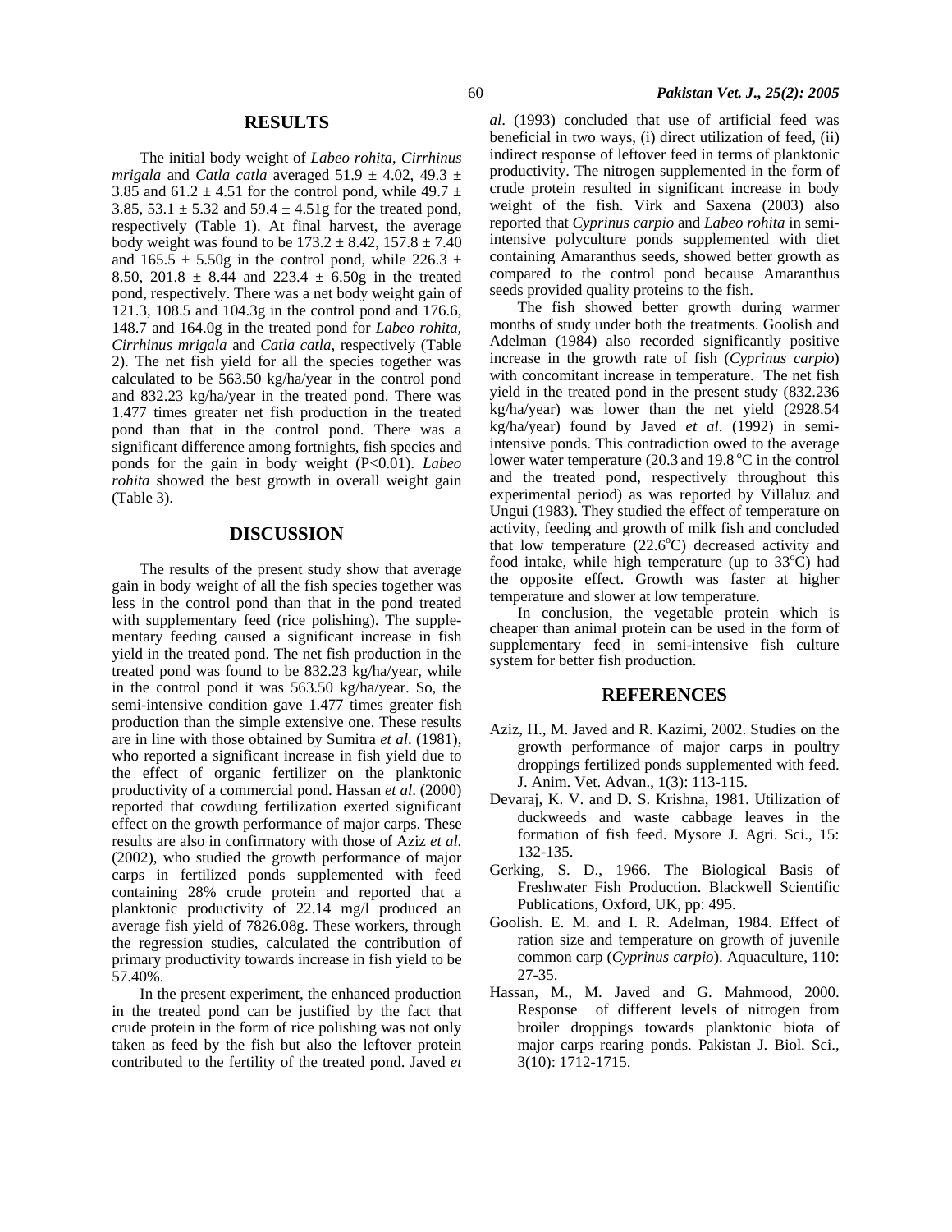## RESULTS

The initial body weight of *Labeo rohita*, *Cirrhinus mrigala* and *Catla catla* averaged 51.9 ± 4.02, 49.3 ± 3.85 and 61.2 ± 4.51 for the control pond, while 49.7 ± 3.85, 53.1 ± 5.32 and 59.4 ± 4.51g for the treated pond, respectively (Table 1). At final harvest, the average body weight was found to be 173.2 ± 8.42, 157.8 ± 7.40 and 165.5 ± 5.50g in the control pond, while 226.3 ± 8.50, 201.8 ± 8.44 and 223.4 ± 6.50g in the treated pond, respectively. There was a net body weight gain of 121.3, 108.5 and 104.3g in the control pond and 176.6, 148.7 and 164.0g in the treated pond for *Labeo rohita, Cirrhinus mrigala* and *Catla catla*, respectively (Table 2). The net fish yield for all the species together was calculated to be 563.50 kg/ha/year in the control pond and 832.23 kg/ha/year in the treated pond. There was 1.477 times greater net fish production in the treated pond than that in the control pond. There was a significant difference among fortnights, fish species and ponds for the gain in body weight (P<0.01). *Labeo rohita* showed the best growth in overall weight gain (Table 3).

## DISCUSSION

The results of the present study show that average gain in body weight of all the fish species together was less in the control pond than that in the pond treated with supplementary feed (rice polishing). The supplementary feeding caused a significant increase in fish yield in the treated pond. The net fish production in the treated pond was found to be 832.23 kg/ha/year, while in the control pond it was 563.50 kg/ha/year. So, the semi-intensive condition gave 1.477 times greater fish production than the simple extensive one. These results are in line with those obtained by Sumitra *et al*. (1981), who reported a significant increase in fish yield due to the effect of organic fertilizer on the planktonic productivity of a commercial pond. Hassan *et al*. (2000) reported that cowdung fertilization exerted significant effect on the growth performance of major carps. These results are also in confirmatory with those of Aziz *et al*. (2002), who studied the growth performance of major carps in fertilized ponds supplemented with feed containing 28% crude protein and reported that a planktonic productivity of 22.14 mg/l produced an average fish yield of 7826.08g. These workers, through the regression studies, calculated the contribution of primary productivity towards increase in fish yield to be 57.40%.

In the present experiment, the enhanced production in the treated pond can be justified by the fact that crude protein in the form of rice polishing was not only taken as feed by the fish but also the leftover protein contributed to the fertility of the treated pond. Javed *et al*. (1993) concluded that use of artificial feed was beneficial in two ways, (i) direct utilization of feed, (ii) indirect response of leftover feed in terms of planktonic productivity. The nitrogen supplemented in the form of crude protein resulted in significant increase in body weight of the fish. Virk and Saxena (2003) also reported that *Cyprinus carpio* and *Labeo rohita* in semi-intensive polyculture ponds supplemented with diet containing Amaranthus seeds, showed better growth as compared to the control pond because Amaranthus seeds provided quality proteins to the fish.

The fish showed better growth during warmer months of study under both the treatments. Goolish and Adelman (1984) also recorded significantly positive increase in the growth rate of fish (*Cyprinus carpio*) with concomitant increase in temperature. The net fish yield in the treated pond in the present study (832.236 kg/ha/year) was lower than the net yield (2928.54 kg/ha/year) found by Javed *et al*. (1992) in semi-intensive ponds. This contradiction owed to the average lower water temperature (20.3 and 19.8 $^{o}$C in the control and the treated pond, respectively throughout this experimental period) as was reported by Villaluz and Ungui (1983). They studied the effect of temperature on activity, feeding and growth of milk fish and concluded that low temperature (22.6$^{o}$C) decreased activity and food intake, while high temperature (up to 33$^{o}$C) had the opposite effect. Growth was faster at higher temperature and slower at low temperature.

In conclusion, the vegetable protein which is cheaper than animal protein can be used in the form of supplementary feed in semi-intensive fish culture system for better fish production.

## REFERENCES

Aziz, H., M. Javed and R. Kazimi, 2002. Studies on the growth performance of major carps in poultry droppings fertilized ponds supplemented with feed. J. Anim. Vet. Advan., 1(3): 113-115.

Devaraj, K. V. and D. S. Krishna, 1981. Utilization of duckweeds and waste cabbage leaves in the formation of fish feed. Mysore J. Agri. Sci., 15: 132-135.

Gerking, S. D., 1966. The Biological Basis of Freshwater Fish Production. Blackwell Scientific Publications, Oxford, UK, pp: 495.

Goolish. E. M. and I. R. Adelman, 1984. Effect of ration size and temperature on growth of juvenile common carp (*Cyprinus carpio*). Aquaculture, 110: 27-35.

Hassan, M., M. Javed and G. Mahmood, 2000. Response of different levels of nitrogen from broiler droppings towards planktonic biota of major carps rearing ponds. Pakistan J. Biol. Sci., 3(10): 1712-1715.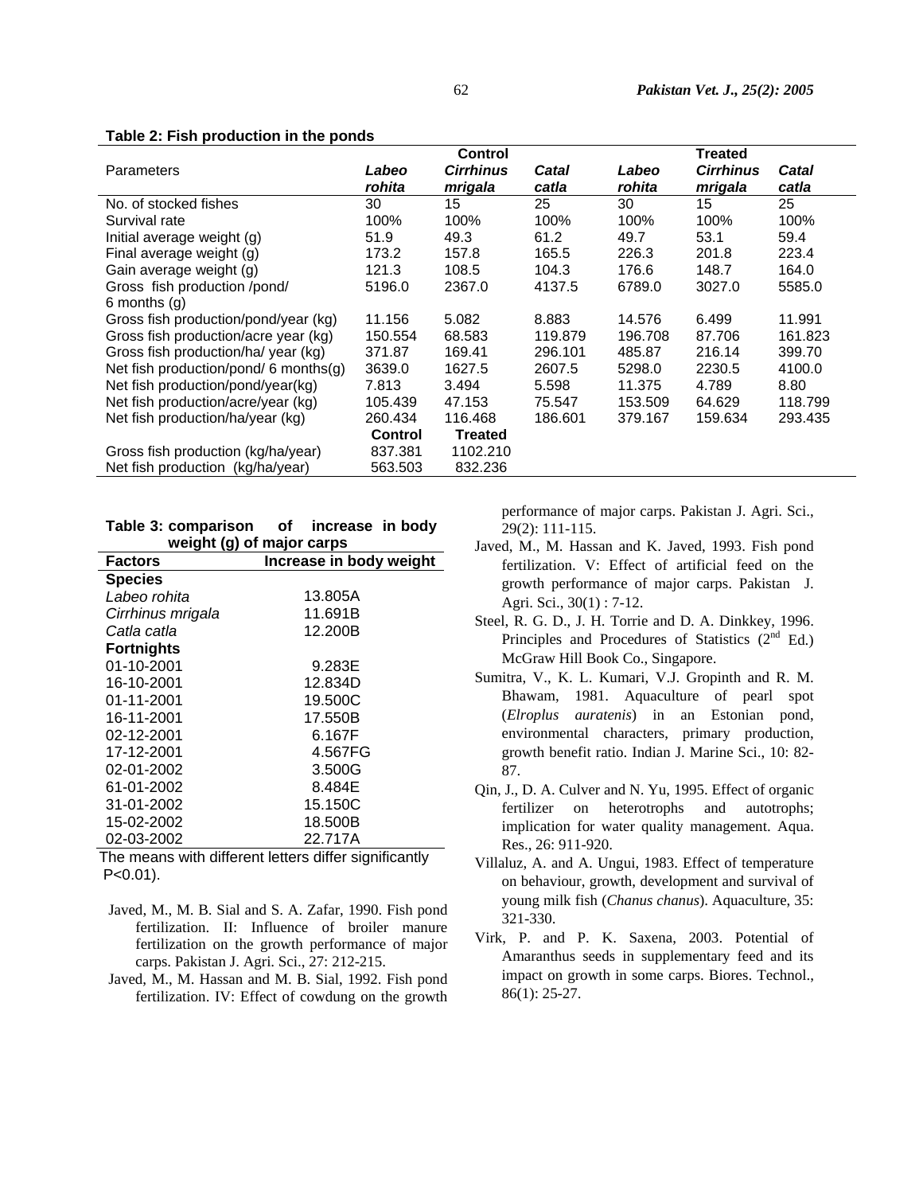**Table 2: Fish production in the ponds**

| Parameters | Control | | | Treated | | |
|---|---|---|---|---|---|---|
| | *Labeo rohita* | *Cirrhinus mrigala* | *Catal catla* | *Labeo rohita* | *Cirrhinus mrigala* | *Catal catla* |
| No. of stocked fishes | 30 | 15 | 25 | 30 | 15 | 25 |
| Survival rate | 100% | 100% | 100% | 100% | 100% | 100% |
| Initial average weight (g) | 51.9 | 49.3 | 61.2 | 49.7 | 53.1 | 59.4 |
| Final average weight (g) | 173.2 | 157.8 | 165.5 | 226.3 | 201.8 | 223.4 |
| Gain average weight (g) | 121.3 | 108.5 | 104.3 | 176.6 | 148.7 | 164.0 |
| Gross fish production /pond/ 6 months (g) | 5196.0 | 2367.0 | 4137.5 | 6789.0 | 3027.0 | 5585.0 |
| Gross fish production/pond/year (kg) | 11.156 | 5.082 | 8.883 | 14.576 | 6.499 | 11.991 |
| Gross fish production/acre year (kg) | 150.554 | 68.583 | 119.879 | 196.708 | 87.706 | 161.823 |
| Gross fish production/ha/ year (kg) | 371.87 | 169.41 | 296.101 | 485.87 | 216.14 | 399.70 |
| Net fish production/pond/ 6 months(g) | 3639.0 | 1627.5 | 2607.5 | 5298.0 | 2230.5 | 4100.0 |
| Net fish production/pond/year(kg) | 7.813 | 3.494 | 5.598 | 11.375 | 4.789 | 8.80 |
| Net fish production/acre/year (kg) | 105.439 | 47.153 | 75.547 | 153.509 | 64.629 | 118.799 |
| Net fish production/ha/year (kg) | 260.434 | 116.468 | 186.601 | 379.167 | 159.634 | 293.435 |
| | **Control** | **Treated** | | | | |
| Gross fish production (kg/ha/year) | 837.381 | 1102.210 | | | | |
| Net fish production (kg/ha/year) | 563.503 | 832.236 | | | | |

**Table 3: comparison of increase in body weight (g) of major carps**

| Factors | Increase in body weight |
|---|---|
| **Species** | |
| *Labeo rohita* | 13.805A |
| *Cirrhinus mrigala* | 11.691B |
| *Catla catla* | 12.200B |
| **Fortnights** | |
| 01-10-2001 | 9.283E |
| 16-10-2001 | 12.834D |
| 01-11-2001 | 19.500C |
| 16-11-2001 | 17.550B |
| 02-12-2001 | 6.167F |
| 17-12-2001 | 4.567FG |
| 02-01-2002 | 3.500G |
| 61-01-2002 | 8.484E |
| 31-01-2002 | 15.150C |
| 15-02-2002 | 18.500B |
| 02-03-2002 | 22.717A |

The means with different letters differ significantly $P<0.01$).

Javed, M., M. B. Sial and S. A. Zafar, 1990. Fish pond fertilization. II: Influence of broiler manure fertilization on the growth performance of major carps. Pakistan J. Agri. Sci., 27: 212-215.

Javed, M., M. Hassan and M. B. Sial, 1992. Fish pond fertilization. IV: Effect of cowdung on the growth performance of major carps. Pakistan J. Agri. Sci., 29(2): 111-115.

Javed, M., M. Hassan and K. Javed, 1993. Fish pond fertilization. V: Effect of artificial feed on the growth performance of major carps. Pakistan J. Agri. Sci., 30(1) : 7-12.

Steel, R. G. D., J. H. Torrie and D. A. Dinkkey, 1996. Principles and Procedures of Statistics (2nd Ed.) McGraw Hill Book Co., Singapore.

Sumitra, V., K. L. Kumari, V.J. Gropinth and R. M. Bhawam, 1981. Aquaculture of pearl spot (*Elroplus auratenis*) in an Estonian pond, environmental characters, primary production, growth benefit ratio. Indian J. Marine Sci., 10: 82-87.

Qin, J., D. A. Culver and N. Yu, 1995. Effect of organic fertilizer on heterotrophs and autotrophs; implication for water quality management. Aqua. Res., 26: 911-920.

Villaluz, A. and A. Ungui, 1983. Effect of temperature on behaviour, growth, development and survival of young milk fish (*Chanus chanus*). Aquaculture, 35: 321-330.

Virk, P. and P. K. Saxena, 2003. Potential of Amaranthus seeds in supplementary feed and its impact on growth in some carps. Biores. Technol., 86(1): 25-27.